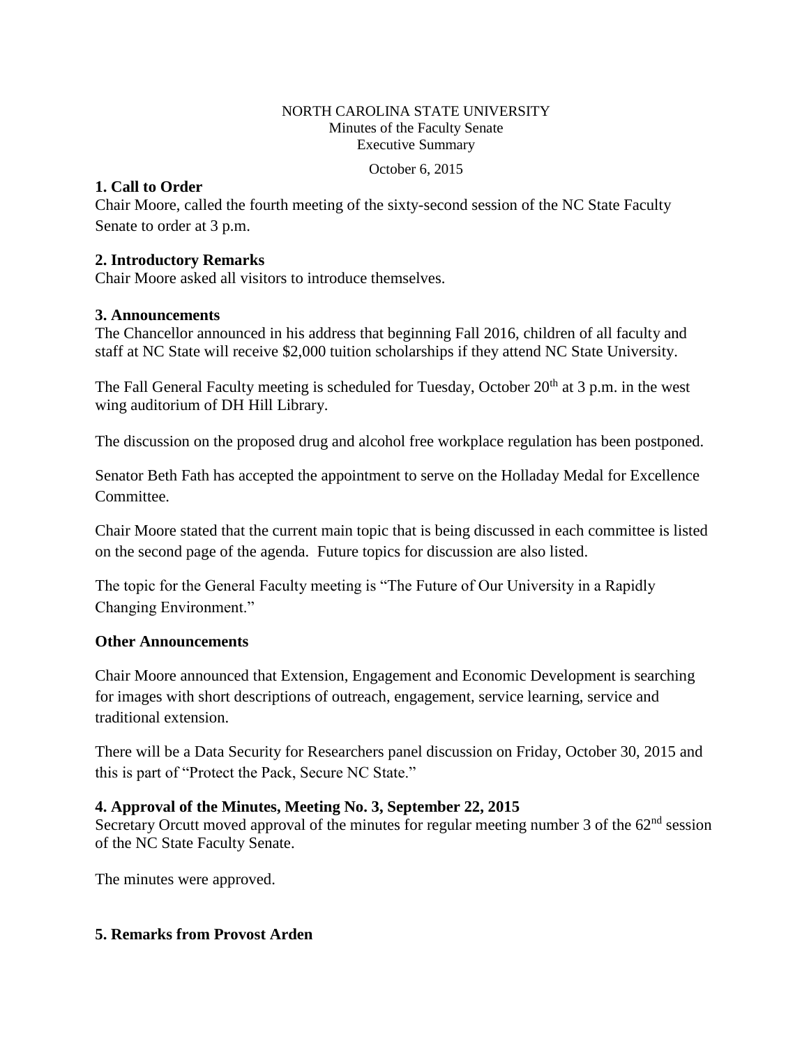NORTH CAROLINA STATE UNIVERSITY
Minutes of the Faculty Senate
Executive Summary

October 6, 2015

**1. Call to Order**
Chair Moore, called the fourth meeting of the sixty-second session of the NC State Faculty Senate to order at 3 p.m.

**2. Introductory Remarks**
Chair Moore asked all visitors to introduce themselves.

**3. Announcements**
The Chancellor announced in his address that beginning Fall 2016, children of all faculty and staff at NC State will receive $2,000 tuition scholarships if they attend NC State University.

The Fall General Faculty meeting is scheduled for Tuesday, October 20th at 3 p.m. in the west wing auditorium of DH Hill Library.

The discussion on the proposed drug and alcohol free workplace regulation has been postponed.

Senator Beth Fath has accepted the appointment to serve on the Holladay Medal for Excellence Committee.

Chair Moore stated that the current main topic that is being discussed in each committee is listed on the second page of the agenda. Future topics for discussion are also listed.

The topic for the General Faculty meeting is "The Future of Our University in a Rapidly Changing Environment."

**Other Announcements**

Chair Moore announced that Extension, Engagement and Economic Development is searching for images with short descriptions of outreach, engagement, service learning, service and traditional extension.

There will be a Data Security for Researchers panel discussion on Friday, October 30, 2015 and this is part of "Protect the Pack, Secure NC State."

**4. Approval of the Minutes, Meeting No. 3, September 22, 2015**
Secretary Orcutt moved approval of the minutes for regular meeting number 3 of the 62nd session of the NC State Faculty Senate.

The minutes were approved.

**5. Remarks from Provost Arden**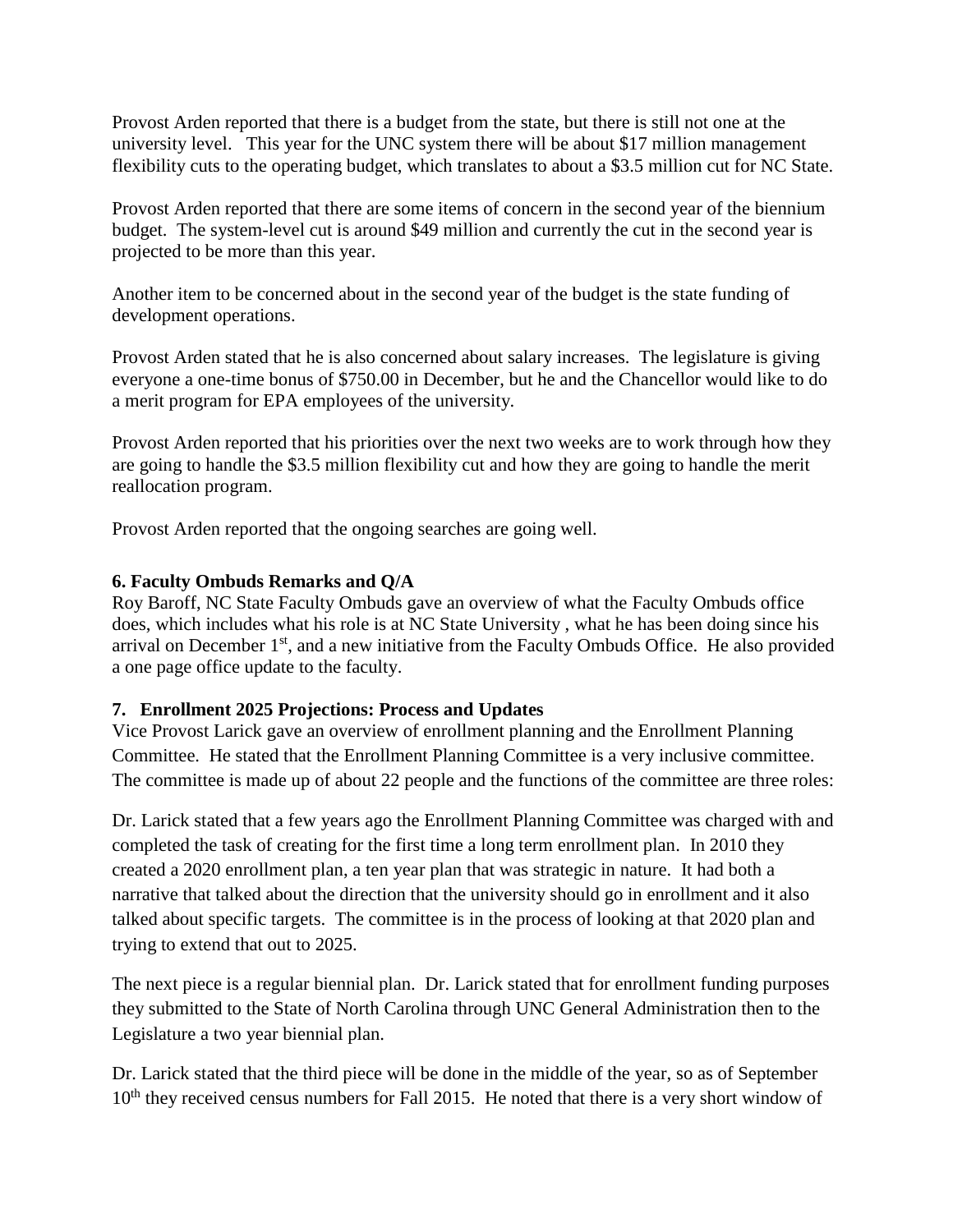Provost Arden reported that there is a budget from the state, but there is still not one at the university level. This year for the UNC system there will be about $17 million management flexibility cuts to the operating budget, which translates to about a $3.5 million cut for NC State.

Provost Arden reported that there are some items of concern in the second year of the biennium budget. The system-level cut is around $49 million and currently the cut in the second year is projected to be more than this year.

Another item to be concerned about in the second year of the budget is the state funding of development operations.

Provost Arden stated that he is also concerned about salary increases. The legislature is giving everyone a one-time bonus of $750.00 in December, but he and the Chancellor would like to do a merit program for EPA employees of the university.

Provost Arden reported that his priorities over the next two weeks are to work through how they are going to handle the $3.5 million flexibility cut and how they are going to handle the merit reallocation program.

Provost Arden reported that the ongoing searches are going well.

**6. Faculty Ombuds Remarks and Q/A**

Roy Baroff, NC State Faculty Ombuds gave an overview of what the Faculty Ombuds office does, which includes what his role is at NC State University , what he has been doing since his arrival on December 1st, and a new initiative from the Faculty Ombuds Office. He also provided a one page office update to the faculty.

**7. Enrollment 2025 Projections: Process and Updates**

Vice Provost Larick gave an overview of enrollment planning and the Enrollment Planning Committee. He stated that the Enrollment Planning Committee is a very inclusive committee. The committee is made up of about 22 people and the functions of the committee are three roles:

Dr. Larick stated that a few years ago the Enrollment Planning Committee was charged with and completed the task of creating for the first time a long term enrollment plan. In 2010 they created a 2020 enrollment plan, a ten year plan that was strategic in nature. It had both a narrative that talked about the direction that the university should go in enrollment and it also talked about specific targets. The committee is in the process of looking at that 2020 plan and trying to extend that out to 2025.

The next piece is a regular biennial plan. Dr. Larick stated that for enrollment funding purposes they submitted to the State of North Carolina through UNC General Administration then to the Legislature a two year biennial plan.

Dr. Larick stated that the third piece will be done in the middle of the year, so as of September 10th they received census numbers for Fall 2015. He noted that there is a very short window of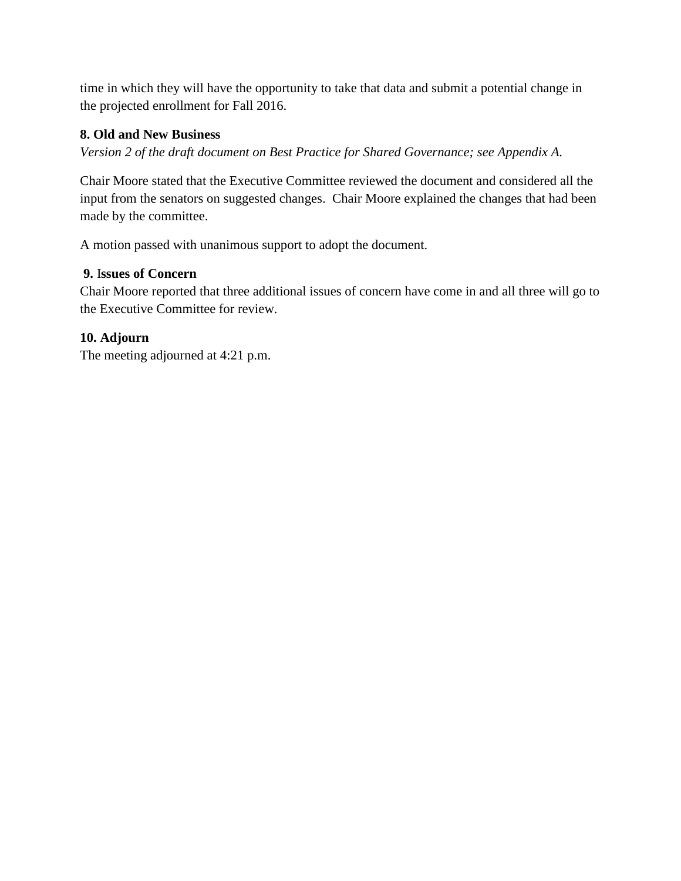time in which they will have the opportunity to take that data and submit a potential change in the projected enrollment for Fall 2016.

**8. Old and New Business**

*Version 2 of the draft document on Best Practice for Shared Governance; see Appendix A.*

Chair Moore stated that the Executive Committee reviewed the document and considered all the input from the senators on suggested changes. Chair Moore explained the changes that had been made by the committee.

A motion passed with unanimous support to adopt the document.

**9. Issues of Concern**

Chair Moore reported that three additional issues of concern have come in and all three will go to the Executive Committee for review.

**10. Adjourn**

The meeting adjourned at 4:21 p.m.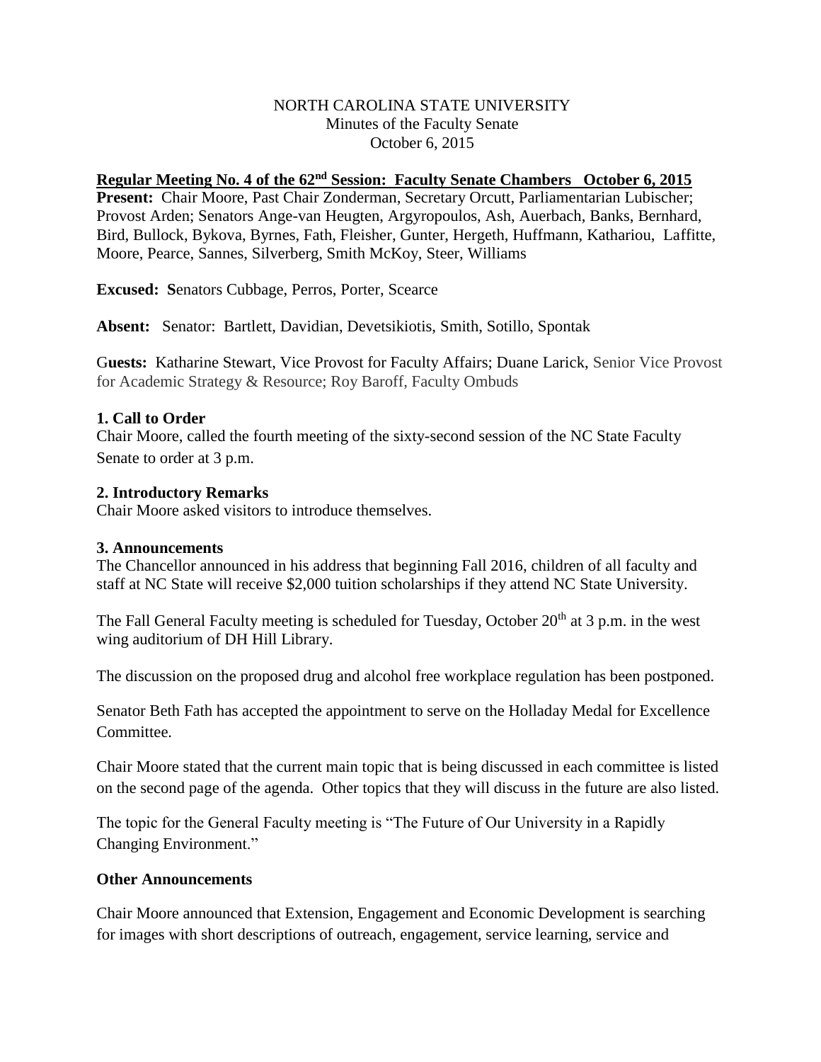NORTH CAROLINA STATE UNIVERSITY
Minutes of the Faculty Senate
October 6, 2015

**Regular Meeting No. 4 of the 62nd Session: Faculty Senate Chambers October 6, 2015**

**Present:** Chair Moore, Past Chair Zonderman, Secretary Orcutt, Parliamentarian Lubischer; Provost Arden; Senators Ange-van Heugten, Argyropoulos, Ash, Auerbach, Banks, Bernhard, Bird, Bullock, Bykova, Byrnes, Fath, Fleisher, Gunter, Hergeth, Huffmann, Kathariou, Laffitte, Moore, Pearce, Sannes, Silverberg, Smith McKoy, Steer, Williams

**Excused:** Senators Cubbage, Perros, Porter, Scearce

**Absent:** Senator: Bartlett, Davidian, Devetsikiotis, Smith, Sotillo, Spontak

**Guests:** Katharine Stewart, Vice Provost for Faculty Affairs; Duane Larick, Senior Vice Provost for Academic Strategy & Resource; Roy Baroff, Faculty Ombuds

**1. Call to Order**

Chair Moore, called the fourth meeting of the sixty-second session of the NC State Faculty Senate to order at 3 p.m.

**2. Introductory Remarks**

Chair Moore asked visitors to introduce themselves.

**3. Announcements**

The Chancellor announced in his address that beginning Fall 2016, children of all faculty and staff at NC State will receive $2,000 tuition scholarships if they attend NC State University.

The Fall General Faculty meeting is scheduled for Tuesday, October 20th at 3 p.m. in the west wing auditorium of DH Hill Library.

The discussion on the proposed drug and alcohol free workplace regulation has been postponed.

Senator Beth Fath has accepted the appointment to serve on the Holladay Medal for Excellence Committee.

Chair Moore stated that the current main topic that is being discussed in each committee is listed on the second page of the agenda. Other topics that they will discuss in the future are also listed.

The topic for the General Faculty meeting is "The Future of Our University in a Rapidly Changing Environment."

**Other Announcements**

Chair Moore announced that Extension, Engagement and Economic Development is searching for images with short descriptions of outreach, engagement, service learning, service and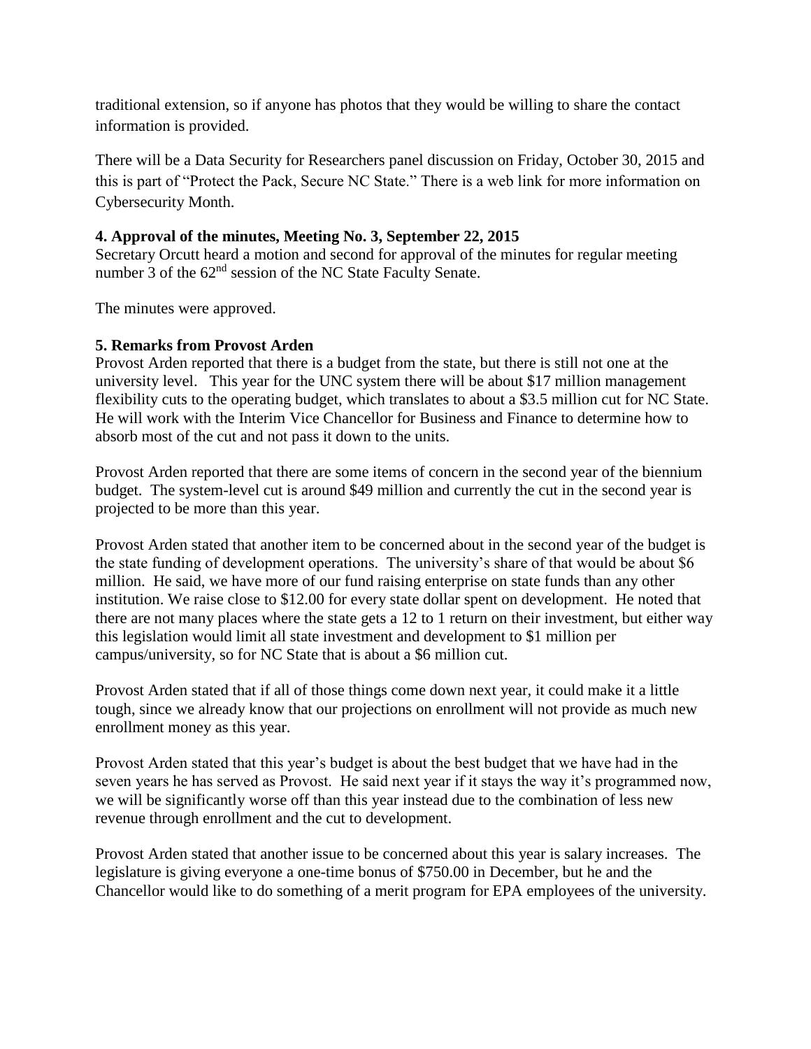traditional extension, so if anyone has photos that they would be willing to share the contact information is provided.

There will be a Data Security for Researchers panel discussion on Friday, October 30, 2015 and this is part of "Protect the Pack, Secure NC State." There is a web link for more information on Cybersecurity Month.

**4. Approval of the minutes, Meeting No. 3, September 22, 2015**

Secretary Orcutt heard a motion and second for approval of the minutes for regular meeting number 3 of the 62nd session of the NC State Faculty Senate.

The minutes were approved.

**5. Remarks from Provost Arden**

Provost Arden reported that there is a budget from the state, but there is still not one at the university level. This year for the UNC system there will be about $17 million management flexibility cuts to the operating budget, which translates to about a $3.5 million cut for NC State. He will work with the Interim Vice Chancellor for Business and Finance to determine how to absorb most of the cut and not pass it down to the units.

Provost Arden reported that there are some items of concern in the second year of the biennium budget. The system-level cut is around $49 million and currently the cut in the second year is projected to be more than this year.

Provost Arden stated that another item to be concerned about in the second year of the budget is the state funding of development operations. The university's share of that would be about $6 million. He said, we have more of our fund raising enterprise on state funds than any other institution. We raise close to $12.00 for every state dollar spent on development. He noted that there are not many places where the state gets a 12 to 1 return on their investment, but either way this legislation would limit all state investment and development to $1 million per campus/university, so for NC State that is about a $6 million cut.

Provost Arden stated that if all of those things come down next year, it could make it a little tough, since we already know that our projections on enrollment will not provide as much new enrollment money as this year.

Provost Arden stated that this year's budget is about the best budget that we have had in the seven years he has served as Provost. He said next year if it stays the way it's programmed now, we will be significantly worse off than this year instead due to the combination of less new revenue through enrollment and the cut to development.

Provost Arden stated that another issue to be concerned about this year is salary increases. The legislature is giving everyone a one-time bonus of $750.00 in December, but he and the Chancellor would like to do something of a merit program for EPA employees of the university.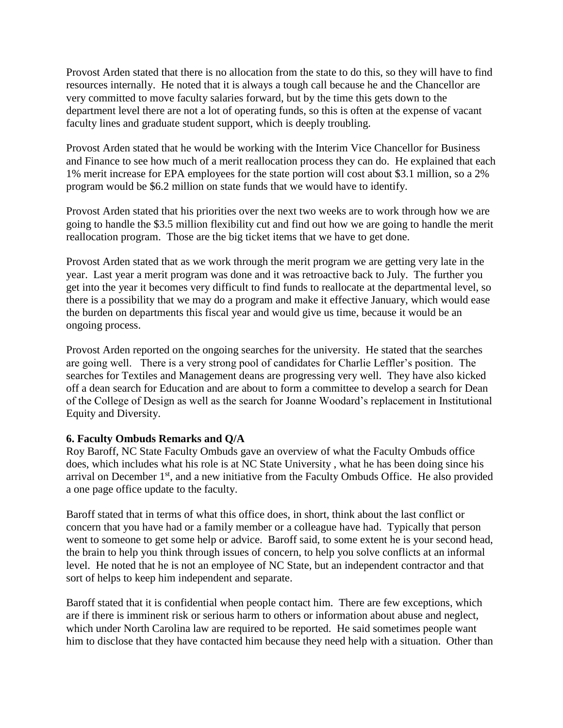Provost Arden stated that there is no allocation from the state to do this, so they will have to find resources internally. He noted that it is always a tough call because he and the Chancellor are very committed to move faculty salaries forward, but by the time this gets down to the department level there are not a lot of operating funds, so this is often at the expense of vacant faculty lines and graduate student support, which is deeply troubling.

Provost Arden stated that he would be working with the Interim Vice Chancellor for Business and Finance to see how much of a merit reallocation process they can do. He explained that each 1% merit increase for EPA employees for the state portion will cost about $3.1 million, so a 2% program would be $6.2 million on state funds that we would have to identify.

Provost Arden stated that his priorities over the next two weeks are to work through how we are going to handle the $3.5 million flexibility cut and find out how we are going to handle the merit reallocation program. Those are the big ticket items that we have to get done.

Provost Arden stated that as we work through the merit program we are getting very late in the year. Last year a merit program was done and it was retroactive back to July. The further you get into the year it becomes very difficult to find funds to reallocate at the departmental level, so there is a possibility that we may do a program and make it effective January, which would ease the burden on departments this fiscal year and would give us time, because it would be an ongoing process.

Provost Arden reported on the ongoing searches for the university. He stated that the searches are going well. There is a very strong pool of candidates for Charlie Leffler's position. The searches for Textiles and Management deans are progressing very well. They have also kicked off a dean search for Education and are about to form a committee to develop a search for Dean of the College of Design as well as the search for Joanne Woodard's replacement in Institutional Equity and Diversity.

**6. Faculty Ombuds Remarks and Q/A**

Roy Baroff, NC State Faculty Ombuds gave an overview of what the Faculty Ombuds office does, which includes what his role is at NC State University , what he has been doing since his arrival on December 1st, and a new initiative from the Faculty Ombuds Office. He also provided a one page office update to the faculty.

Baroff stated that in terms of what this office does, in short, think about the last conflict or concern that you have had or a family member or a colleague have had. Typically that person went to someone to get some help or advice. Baroff said, to some extent he is your second head, the brain to help you think through issues of concern, to help you solve conflicts at an informal level. He noted that he is not an employee of NC State, but an independent contractor and that sort of helps to keep him independent and separate.

Baroff stated that it is confidential when people contact him. There are few exceptions, which are if there is imminent risk or serious harm to others or information about abuse and neglect, which under North Carolina law are required to be reported. He said sometimes people want him to disclose that they have contacted him because they need help with a situation. Other than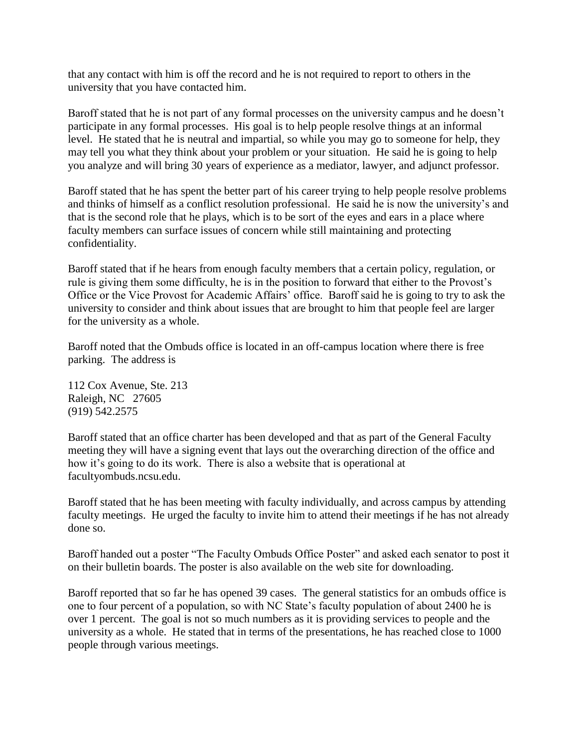that any contact with him is off the record and he is not required to report to others in the university that you have contacted him.

Baroff stated that he is not part of any formal processes on the university campus and he doesn't participate in any formal processes. His goal is to help people resolve things at an informal level. He stated that he is neutral and impartial, so while you may go to someone for help, they may tell you what they think about your problem or your situation. He said he is going to help you analyze and will bring 30 years of experience as a mediator, lawyer, and adjunct professor.

Baroff stated that he has spent the better part of his career trying to help people resolve problems and thinks of himself as a conflict resolution professional. He said he is now the university's and that is the second role that he plays, which is to be sort of the eyes and ears in a place where faculty members can surface issues of concern while still maintaining and protecting confidentiality.

Baroff stated that if he hears from enough faculty members that a certain policy, regulation, or rule is giving them some difficulty, he is in the position to forward that either to the Provost's Office or the Vice Provost for Academic Affairs' office. Baroff said he is going to try to ask the university to consider and think about issues that are brought to him that people feel are larger for the university as a whole.

Baroff noted that the Ombuds office is located in an off-campus location where there is free parking. The address is

112 Cox Avenue, Ste. 213
Raleigh, NC 27605
(919) 542.2575

Baroff stated that an office charter has been developed and that as part of the General Faculty meeting they will have a signing event that lays out the overarching direction of the office and how it's going to do its work. There is also a website that is operational at facultyombuds.ncsu.edu.

Baroff stated that he has been meeting with faculty individually, and across campus by attending faculty meetings. He urged the faculty to invite him to attend their meetings if he has not already done so.

Baroff handed out a poster "The Faculty Ombuds Office Poster" and asked each senator to post it on their bulletin boards. The poster is also available on the web site for downloading.

Baroff reported that so far he has opened 39 cases. The general statistics for an ombuds office is one to four percent of a population, so with NC State's faculty population of about 2400 he is over 1 percent. The goal is not so much numbers as it is providing services to people and the university as a whole. He stated that in terms of the presentations, he has reached close to 1000 people through various meetings.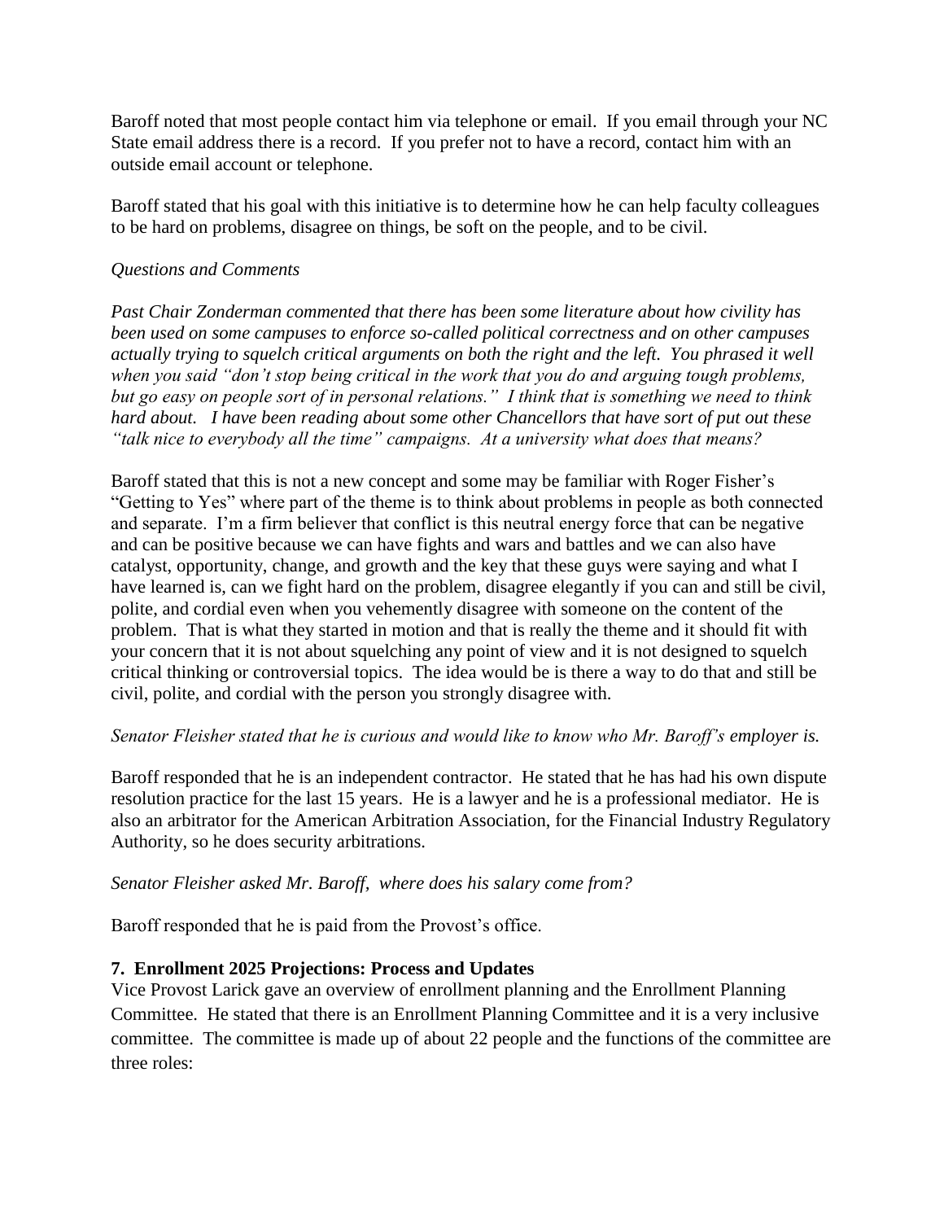Baroff noted that most people contact him via telephone or email. If you email through your NC State email address there is a record. If you prefer not to have a record, contact him with an outside email account or telephone.

Baroff stated that his goal with this initiative is to determine how he can help faculty colleagues to be hard on problems, disagree on things, be soft on the people, and to be civil.

*Questions and Comments*

*Past Chair Zonderman commented that there has been some literature about how civility has been used on some campuses to enforce so-called political correctness and on other campuses actually trying to squelch critical arguments on both the right and the left. You phrased it well when you said "don't stop being critical in the work that you do and arguing tough problems, but go easy on people sort of in personal relations." I think that is something we need to think hard about. I have been reading about some other Chancellors that have sort of put out these "talk nice to everybody all the time" campaigns. At a university what does that means?*

Baroff stated that this is not a new concept and some may be familiar with Roger Fisher's "Getting to Yes" where part of the theme is to think about problems in people as both connected and separate. I'm a firm believer that conflict is this neutral energy force that can be negative and can be positive because we can have fights and wars and battles and we can also have catalyst, opportunity, change, and growth and the key that these guys were saying and what I have learned is, can we fight hard on the problem, disagree elegantly if you can and still be civil, polite, and cordial even when you vehemently disagree with someone on the content of the problem. That is what they started in motion and that is really the theme and it should fit with your concern that it is not about squelching any point of view and it is not designed to squelch critical thinking or controversial topics. The idea would be is there a way to do that and still be civil, polite, and cordial with the person you strongly disagree with.

*Senator Fleisher stated that he is curious and would like to know who Mr. Baroff's employer is.*

Baroff responded that he is an independent contractor. He stated that he has had his own dispute resolution practice for the last 15 years. He is a lawyer and he is a professional mediator. He is also an arbitrator for the American Arbitration Association, for the Financial Industry Regulatory Authority, so he does security arbitrations.

*Senator Fleisher asked Mr. Baroff, where does his salary come from?*

Baroff responded that he is paid from the Provost's office.

**7. Enrollment 2025 Projections: Process and Updates**

Vice Provost Larick gave an overview of enrollment planning and the Enrollment Planning Committee. He stated that there is an Enrollment Planning Committee and it is a very inclusive committee. The committee is made up of about 22 people and the functions of the committee are three roles: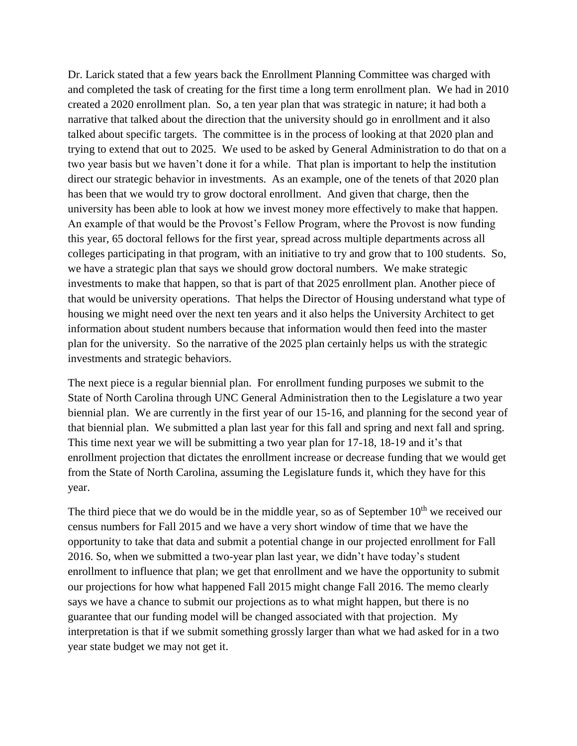Dr. Larick stated that a few years back the Enrollment Planning Committee was charged with and completed the task of creating for the first time a long term enrollment plan. We had in 2010 created a 2020 enrollment plan. So, a ten year plan that was strategic in nature; it had both a narrative that talked about the direction that the university should go in enrollment and it also talked about specific targets. The committee is in the process of looking at that 2020 plan and trying to extend that out to 2025. We used to be asked by General Administration to do that on a two year basis but we haven't done it for a while. That plan is important to help the institution direct our strategic behavior in investments. As an example, one of the tenets of that 2020 plan has been that we would try to grow doctoral enrollment. And given that charge, then the university has been able to look at how we invest money more effectively to make that happen. An example of that would be the Provost's Fellow Program, where the Provost is now funding this year, 65 doctoral fellows for the first year, spread across multiple departments across all colleges participating in that program, with an initiative to try and grow that to 100 students. So, we have a strategic plan that says we should grow doctoral numbers. We make strategic investments to make that happen, so that is part of that 2025 enrollment plan. Another piece of that would be university operations. That helps the Director of Housing understand what type of housing we might need over the next ten years and it also helps the University Architect to get information about student numbers because that information would then feed into the master plan for the university. So the narrative of the 2025 plan certainly helps us with the strategic investments and strategic behaviors.

The next piece is a regular biennial plan. For enrollment funding purposes we submit to the State of North Carolina through UNC General Administration then to the Legislature a two year biennial plan. We are currently in the first year of our 15-16, and planning for the second year of that biennial plan. We submitted a plan last year for this fall and spring and next fall and spring. This time next year we will be submitting a two year plan for 17-18, 18-19 and it's that enrollment projection that dictates the enrollment increase or decrease funding that we would get from the State of North Carolina, assuming the Legislature funds it, which they have for this year.

The third piece that we do would be in the middle year, so as of September 10th we received our census numbers for Fall 2015 and we have a very short window of time that we have the opportunity to take that data and submit a potential change in our projected enrollment for Fall 2016. So, when we submitted a two-year plan last year, we didn't have today's student enrollment to influence that plan; we get that enrollment and we have the opportunity to submit our projections for how what happened Fall 2015 might change Fall 2016. The memo clearly says we have a chance to submit our projections as to what might happen, but there is no guarantee that our funding model will be changed associated with that projection. My interpretation is that if we submit something grossly larger than what we had asked for in a two year state budget we may not get it.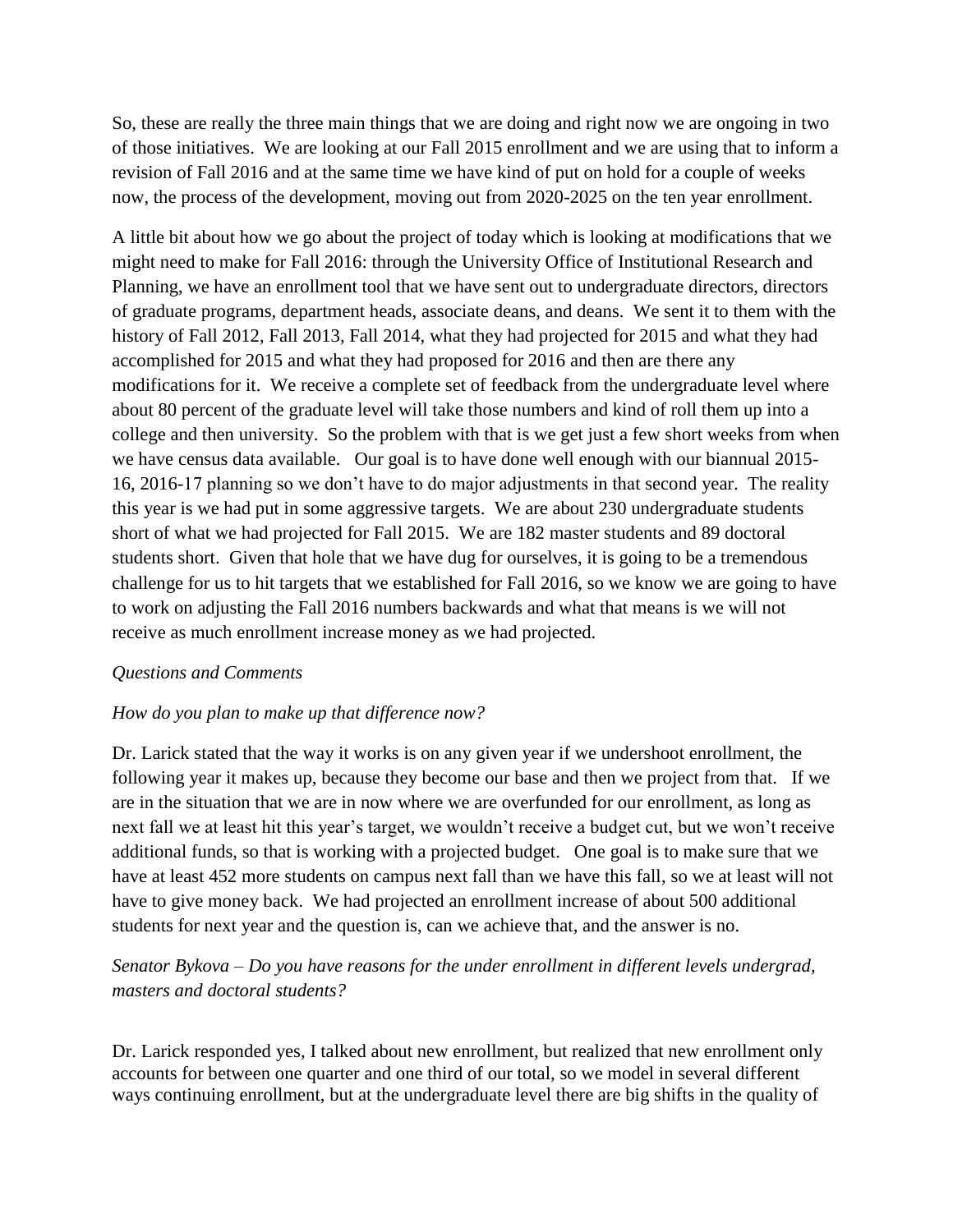So, these are really the three main things that we are doing and right now we are ongoing in two of those initiatives. We are looking at our Fall 2015 enrollment and we are using that to inform a revision of Fall 2016 and at the same time we have kind of put on hold for a couple of weeks now, the process of the development, moving out from 2020-2025 on the ten year enrollment.

A little bit about how we go about the project of today which is looking at modifications that we might need to make for Fall 2016: through the University Office of Institutional Research and Planning, we have an enrollment tool that we have sent out to undergraduate directors, directors of graduate programs, department heads, associate deans, and deans. We sent it to them with the history of Fall 2012, Fall 2013, Fall 2014, what they had projected for 2015 and what they had accomplished for 2015 and what they had proposed for 2016 and then are there any modifications for it. We receive a complete set of feedback from the undergraduate level where about 80 percent of the graduate level will take those numbers and kind of roll them up into a college and then university. So the problem with that is we get just a few short weeks from when we have census data available. Our goal is to have done well enough with our biannual 2015-16, 2016-17 planning so we don't have to do major adjustments in that second year. The reality this year is we had put in some aggressive targets. We are about 230 undergraduate students short of what we had projected for Fall 2015. We are 182 master students and 89 doctoral students short. Given that hole that we have dug for ourselves, it is going to be a tremendous challenge for us to hit targets that we established for Fall 2016, so we know we are going to have to work on adjusting the Fall 2016 numbers backwards and what that means is we will not receive as much enrollment increase money as we had projected.

*Questions and Comments*

*How do you plan to make up that difference now?*

Dr. Larick stated that the way it works is on any given year if we undershoot enrollment, the following year it makes up, because they become our base and then we project from that. If we are in the situation that we are in now where we are overfunded for our enrollment, as long as next fall we at least hit this year's target, we wouldn't receive a budget cut, but we won't receive additional funds, so that is working with a projected budget. One goal is to make sure that we have at least 452 more students on campus next fall than we have this fall, so we at least will not have to give money back. We had projected an enrollment increase of about 500 additional students for next year and the question is, can we achieve that, and the answer is no.

*Senator Bykova – Do you have reasons for the under enrollment in different levels undergrad, masters and doctoral students?*

Dr. Larick responded yes, I talked about new enrollment, but realized that new enrollment only accounts for between one quarter and one third of our total, so we model in several different ways continuing enrollment, but at the undergraduate level there are big shifts in the quality of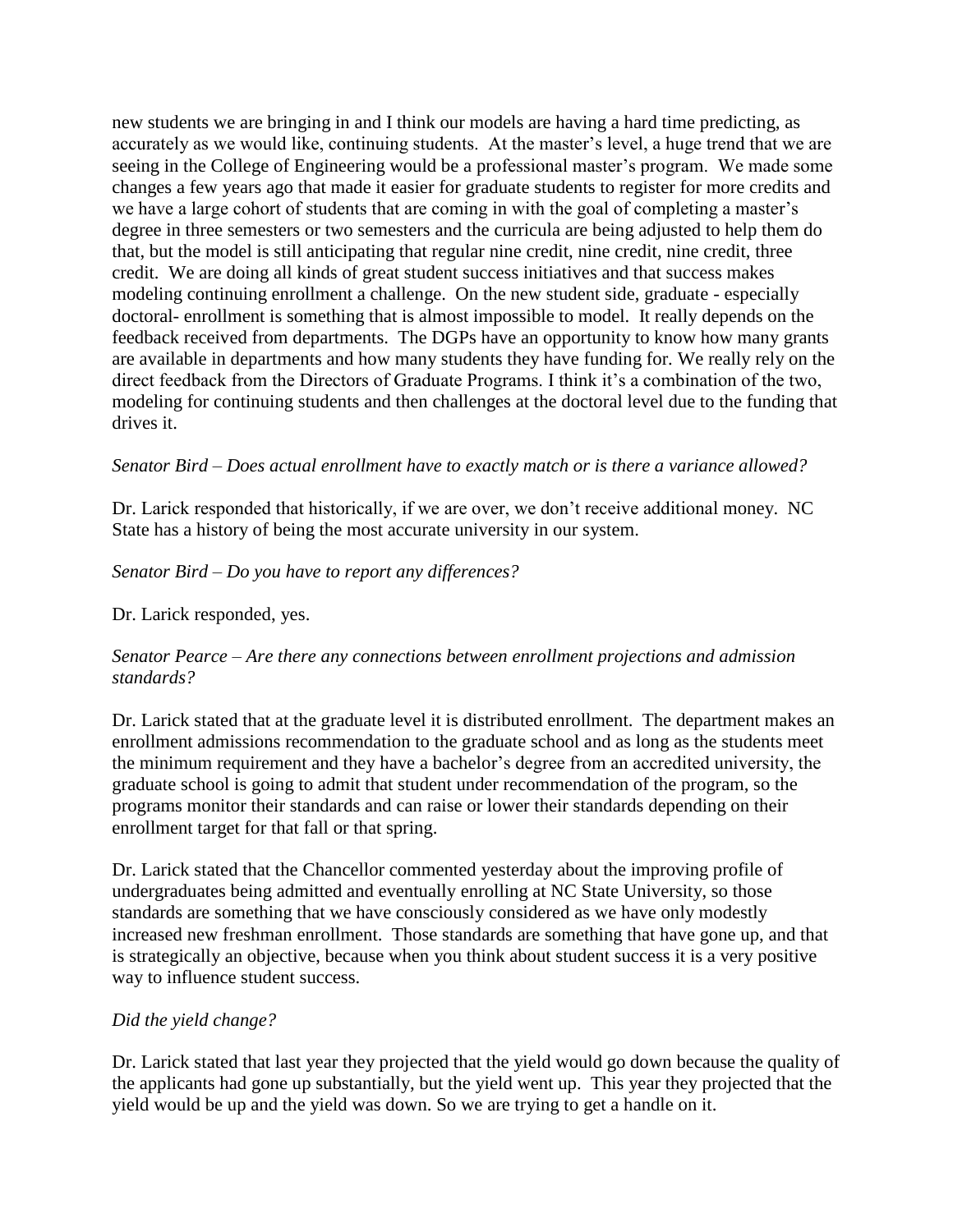new students we are bringing in and I think our models are having a hard time predicting, as accurately as we would like, continuing students. At the master's level, a huge trend that we are seeing in the College of Engineering would be a professional master's program. We made some changes a few years ago that made it easier for graduate students to register for more credits and we have a large cohort of students that are coming in with the goal of completing a master's degree in three semesters or two semesters and the curricula are being adjusted to help them do that, but the model is still anticipating that regular nine credit, nine credit, nine credit, three credit. We are doing all kinds of great student success initiatives and that success makes modeling continuing enrollment a challenge. On the new student side, graduate - especially doctoral- enrollment is something that is almost impossible to model. It really depends on the feedback received from departments. The DGPs have an opportunity to know how many grants are available in departments and how many students they have funding for. We really rely on the direct feedback from the Directors of Graduate Programs. I think it's a combination of the two, modeling for continuing students and then challenges at the doctoral level due to the funding that drives it.

*Senator Bird – Does actual enrollment have to exactly match or is there a variance allowed?*

Dr. Larick responded that historically, if we are over, we don't receive additional money. NC State has a history of being the most accurate university in our system.

*Senator Bird – Do you have to report any differences?*

Dr. Larick responded, yes.

*Senator Pearce – Are there any connections between enrollment projections and admission standards?*

Dr. Larick stated that at the graduate level it is distributed enrollment. The department makes an enrollment admissions recommendation to the graduate school and as long as the students meet the minimum requirement and they have a bachelor's degree from an accredited university, the graduate school is going to admit that student under recommendation of the program, so the programs monitor their standards and can raise or lower their standards depending on their enrollment target for that fall or that spring.

Dr. Larick stated that the Chancellor commented yesterday about the improving profile of undergraduates being admitted and eventually enrolling at NC State University, so those standards are something that we have consciously considered as we have only modestly increased new freshman enrollment. Those standards are something that have gone up, and that is strategically an objective, because when you think about student success it is a very positive way to influence student success.

*Did the yield change?*

Dr. Larick stated that last year they projected that the yield would go down because the quality of the applicants had gone up substantially, but the yield went up. This year they projected that the yield would be up and the yield was down. So we are trying to get a handle on it.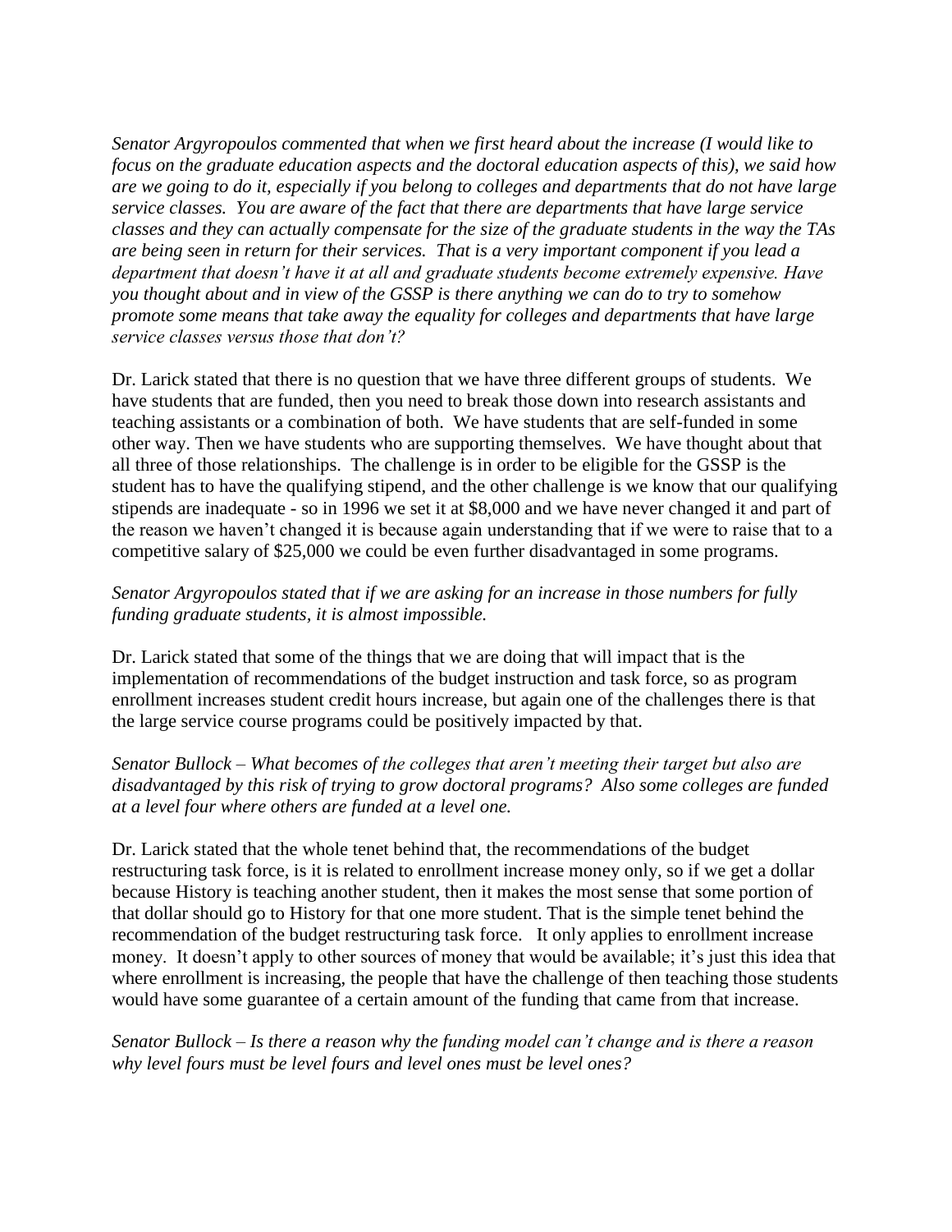*Senator Argyropoulos commented that when we first heard about the increase (I would like to focus on the graduate education aspects and the doctoral education aspects of this), we said how are we going to do it, especially if you belong to colleges and departments that do not have large service classes. You are aware of the fact that there are departments that have large service classes and they can actually compensate for the size of the graduate students in the way the TAs are being seen in return for their services. That is a very important component if you lead a department that doesn't have it at all and graduate students become extremely expensive. Have you thought about and in view of the GSSP is there anything we can do to try to somehow promote some means that take away the equality for colleges and departments that have large service classes versus those that don't?*

Dr. Larick stated that there is no question that we have three different groups of students. We have students that are funded, then you need to break those down into research assistants and teaching assistants or a combination of both. We have students that are self-funded in some other way. Then we have students who are supporting themselves. We have thought about that all three of those relationships. The challenge is in order to be eligible for the GSSP is the student has to have the qualifying stipend, and the other challenge is we know that our qualifying stipends are inadequate - so in 1996 we set it at $8,000 and we have never changed it and part of the reason we haven't changed it is because again understanding that if we were to raise that to a competitive salary of $25,000 we could be even further disadvantaged in some programs.

*Senator Argyropoulos stated that if we are asking for an increase in those numbers for fully funding graduate students, it is almost impossible.*

Dr. Larick stated that some of the things that we are doing that will impact that is the implementation of recommendations of the budget instruction and task force, so as program enrollment increases student credit hours increase, but again one of the challenges there is that the large service course programs could be positively impacted by that.

*Senator Bullock – What becomes of the colleges that aren't meeting their target but also are disadvantaged by this risk of trying to grow doctoral programs? Also some colleges are funded at a level four where others are funded at a level one.*

Dr. Larick stated that the whole tenet behind that, the recommendations of the budget restructuring task force, is it is related to enrollment increase money only, so if we get a dollar because History is teaching another student, then it makes the most sense that some portion of that dollar should go to History for that one more student. That is the simple tenet behind the recommendation of the budget restructuring task force. It only applies to enrollment increase money. It doesn't apply to other sources of money that would be available; it's just this idea that where enrollment is increasing, the people that have the challenge of then teaching those students would have some guarantee of a certain amount of the funding that came from that increase.

*Senator Bullock – Is there a reason why the funding model can't change and is there a reason why level fours must be level fours and level ones must be level ones?*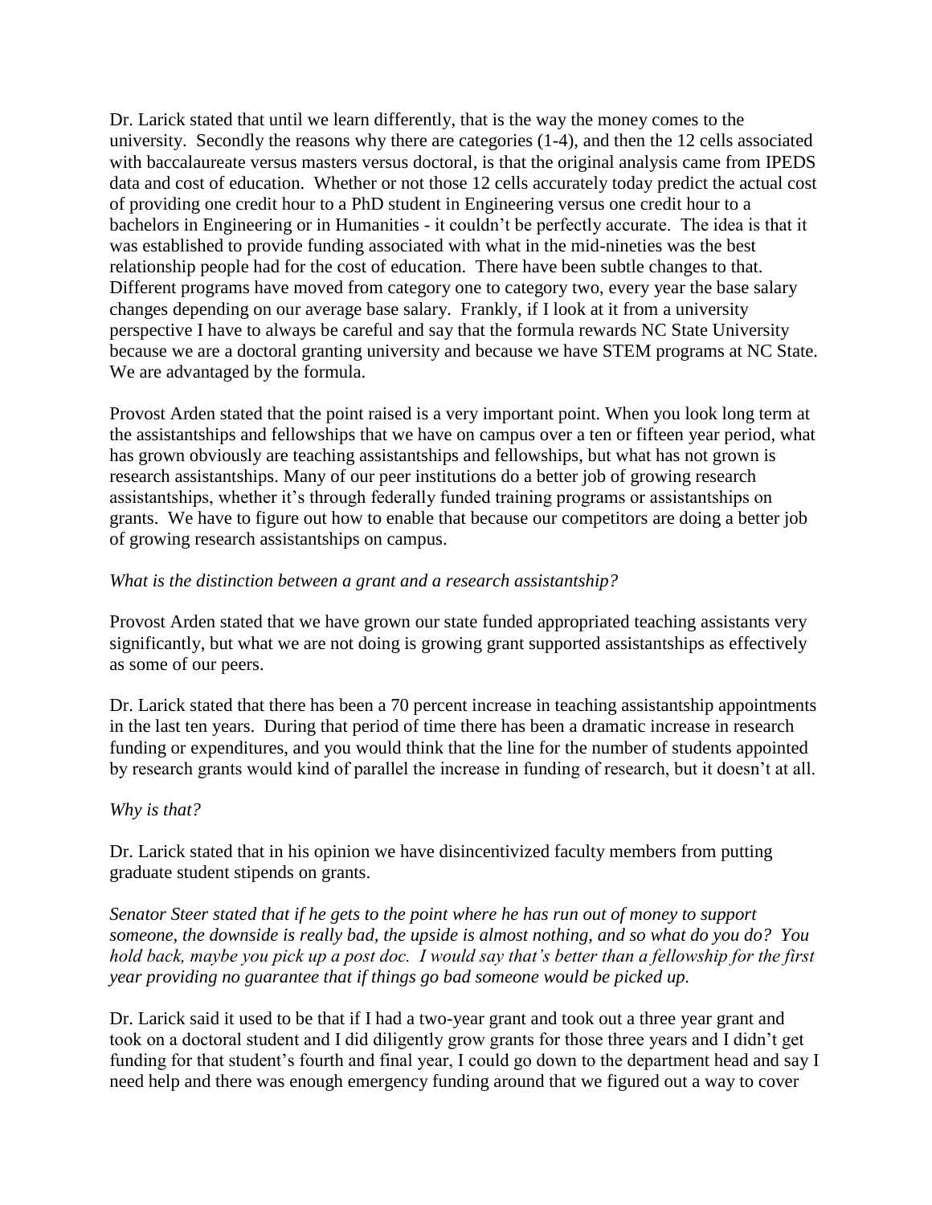Dr. Larick stated that until we learn differently, that is the way the money comes to the university. Secondly the reasons why there are categories (1-4), and then the 12 cells associated with baccalaureate versus masters versus doctoral, is that the original analysis came from IPEDS data and cost of education. Whether or not those 12 cells accurately today predict the actual cost of providing one credit hour to a PhD student in Engineering versus one credit hour to a bachelors in Engineering or in Humanities - it couldn't be perfectly accurate. The idea is that it was established to provide funding associated with what in the mid-nineties was the best relationship people had for the cost of education. There have been subtle changes to that. Different programs have moved from category one to category two, every year the base salary changes depending on our average base salary. Frankly, if I look at it from a university perspective I have to always be careful and say that the formula rewards NC State University because we are a doctoral granting university and because we have STEM programs at NC State. We are advantaged by the formula.

Provost Arden stated that the point raised is a very important point. When you look long term at the assistantships and fellowships that we have on campus over a ten or fifteen year period, what has grown obviously are teaching assistantships and fellowships, but what has not grown is research assistantships. Many of our peer institutions do a better job of growing research assistantships, whether it's through federally funded training programs or assistantships on grants. We have to figure out how to enable that because our competitors are doing a better job of growing research assistantships on campus.

*What is the distinction between a grant and a research assistantship?*

Provost Arden stated that we have grown our state funded appropriated teaching assistants very significantly, but what we are not doing is growing grant supported assistantships as effectively as some of our peers.

Dr. Larick stated that there has been a 70 percent increase in teaching assistantship appointments in the last ten years. During that period of time there has been a dramatic increase in research funding or expenditures, and you would think that the line for the number of students appointed by research grants would kind of parallel the increase in funding of research, but it doesn't at all.

*Why is that?*

Dr. Larick stated that in his opinion we have disincentivized faculty members from putting graduate student stipends on grants.

*Senator Steer stated that if he gets to the point where he has run out of money to support someone, the downside is really bad, the upside is almost nothing, and so what do you do? You hold back, maybe you pick up a post doc. I would say that's better than a fellowship for the first year providing no guarantee that if things go bad someone would be picked up.*

Dr. Larick said it used to be that if I had a two-year grant and took out a three year grant and took on a doctoral student and I did diligently grow grants for those three years and I didn't get funding for that student's fourth and final year, I could go down to the department head and say I need help and there was enough emergency funding around that we figured out a way to cover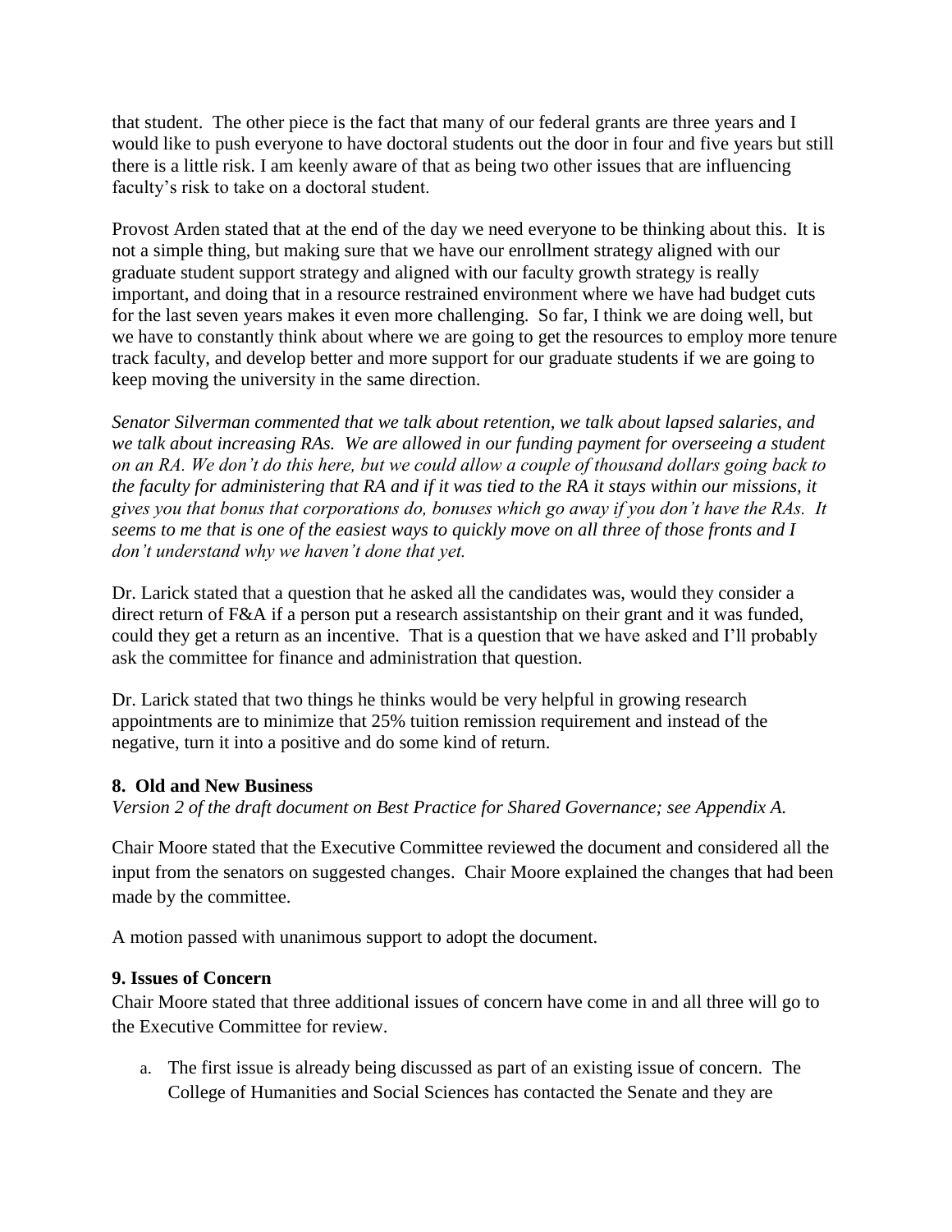that student. The other piece is the fact that many of our federal grants are three years and I would like to push everyone to have doctoral students out the door in four and five years but still there is a little risk. I am keenly aware of that as being two other issues that are influencing faculty's risk to take on a doctoral student.

Provost Arden stated that at the end of the day we need everyone to be thinking about this. It is not a simple thing, but making sure that we have our enrollment strategy aligned with our graduate student support strategy and aligned with our faculty growth strategy is really important, and doing that in a resource restrained environment where we have had budget cuts for the last seven years makes it even more challenging. So far, I think we are doing well, but we have to constantly think about where we are going to get the resources to employ more tenure track faculty, and develop better and more support for our graduate students if we are going to keep moving the university in the same direction.

*Senator Silverman commented that we talk about retention, we talk about lapsed salaries, and we talk about increasing RAs. We are allowed in our funding payment for overseeing a student on an RA. We don't do this here, but we could allow a couple of thousand dollars going back to the faculty for administering that RA and if it was tied to the RA it stays within our missions, it gives you that bonus that corporations do, bonuses which go away if you don't have the RAs. It seems to me that is one of the easiest ways to quickly move on all three of those fronts and I don't understand why we haven't done that yet.*

Dr. Larick stated that a question that he asked all the candidates was, would they consider a direct return of F&A if a person put a research assistantship on their grant and it was funded, could they get a return as an incentive. That is a question that we have asked and I'll probably ask the committee for finance and administration that question.

Dr. Larick stated that two things he thinks would be very helpful in growing research appointments are to minimize that 25% tuition remission requirement and instead of the negative, turn it into a positive and do some kind of return.

**8. Old and New Business**

*Version 2 of the draft document on Best Practice for Shared Governance; see Appendix A.*

Chair Moore stated that the Executive Committee reviewed the document and considered all the input from the senators on suggested changes. Chair Moore explained the changes that had been made by the committee.

A motion passed with unanimous support to adopt the document.

**9. Issues of Concern**

Chair Moore stated that three additional issues of concern have come in and all three will go to the Executive Committee for review.

a. The first issue is already being discussed as part of an existing issue of concern. The College of Humanities and Social Sciences has contacted the Senate and they are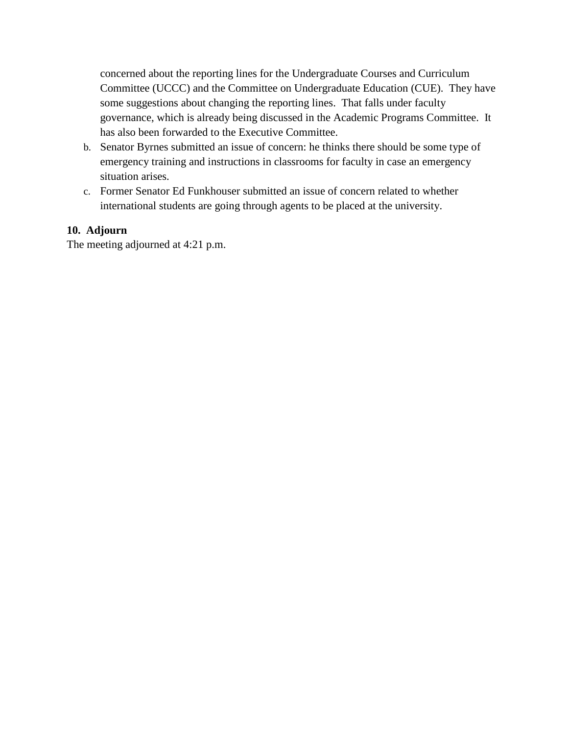concerned about the reporting lines for the Undergraduate Courses and Curriculum Committee (UCCC) and the Committee on Undergraduate Education (CUE). They have some suggestions about changing the reporting lines. That falls under faculty governance, which is already being discussed in the Academic Programs Committee. It has also been forwarded to the Executive Committee.

b. Senator Byrnes submitted an issue of concern: he thinks there should be some type of emergency training and instructions in classrooms for faculty in case an emergency situation arises.

c. Former Senator Ed Funkhouser submitted an issue of concern related to whether international students are going through agents to be placed at the university.

**10. Adjourn**

The meeting adjourned at 4:21 p.m.